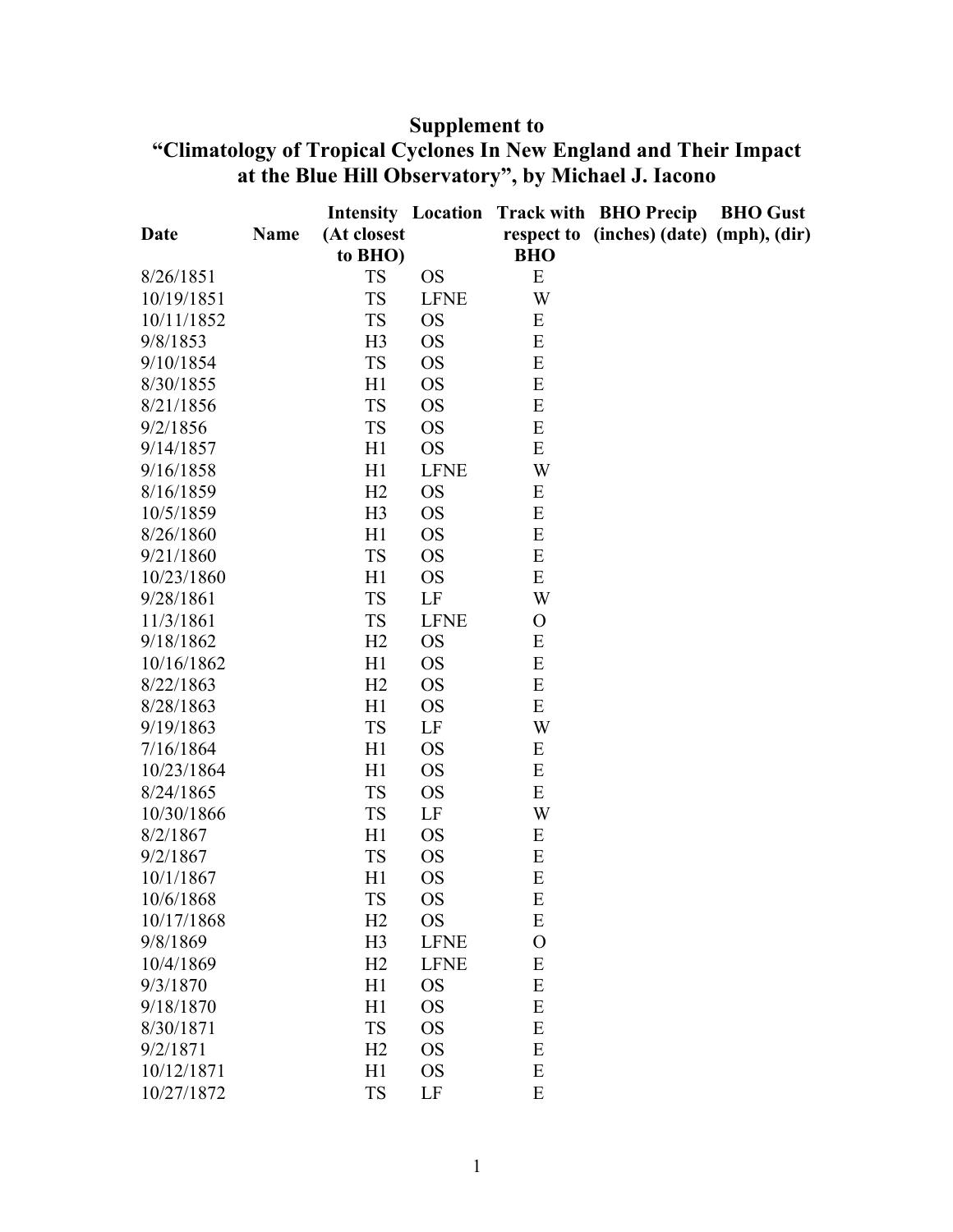# Supplement to "Climatology of Tropical Cyclones In New England and Their Impact at the Blue Hill Observatory", by Michael J. Iacono

| Date | Name | Intensity (At closest to BHO) | Location | Track with respect to BHO | BHO Precip (inches) (date) | BHO Gust (mph), (dir) |
|---|---|---|---|---|---|---|
| 8/26/1851 | | TS | OS | E | | |
| 10/19/1851 | | TS | LFNE | W | | |
| 10/11/1852 | | TS | OS | E | | |
| 9/8/1853 | | H3 | OS | E | | |
| 9/10/1854 | | TS | OS | E | | |
| 8/30/1855 | | H1 | OS | E | | |
| 8/21/1856 | | TS | OS | E | | |
| 9/2/1856 | | TS | OS | E | | |
| 9/14/1857 | | H1 | OS | E | | |
| 9/16/1858 | | H1 | LFNE | W | | |
| 8/16/1859 | | H2 | OS | E | | |
| 10/5/1859 | | H3 | OS | E | | |
| 8/26/1860 | | H1 | OS | E | | |
| 9/21/1860 | | TS | OS | E | | |
| 10/23/1860 | | H1 | OS | E | | |
| 9/28/1861 | | TS | LF | W | | |
| 11/3/1861 | | TS | LFNE | O | | |
| 9/18/1862 | | H2 | OS | E | | |
| 10/16/1862 | | H1 | OS | E | | |
| 8/22/1863 | | H2 | OS | E | | |
| 8/28/1863 | | H1 | OS | E | | |
| 9/19/1863 | | TS | LF | W | | |
| 7/16/1864 | | H1 | OS | E | | |
| 10/23/1864 | | H1 | OS | E | | |
| 8/24/1865 | | TS | OS | E | | |
| 10/30/1866 | | TS | LF | W | | |
| 8/2/1867 | | H1 | OS | E | | |
| 9/2/1867 | | TS | OS | E | | |
| 10/1/1867 | | H1 | OS | E | | |
| 10/6/1868 | | TS | OS | E | | |
| 10/17/1868 | | H2 | OS | E | | |
| 9/8/1869 | | H3 | LFNE | O | | |
| 10/4/1869 | | H2 | LFNE | E | | |
| 9/3/1870 | | H1 | OS | E | | |
| 9/18/1870 | | H1 | OS | E | | |
| 8/30/1871 | | TS | OS | E | | |
| 9/2/1871 | | H2 | OS | E | | |
| 10/12/1871 | | H1 | OS | E | | |
| 10/27/1872 | | TS | LF | E | | |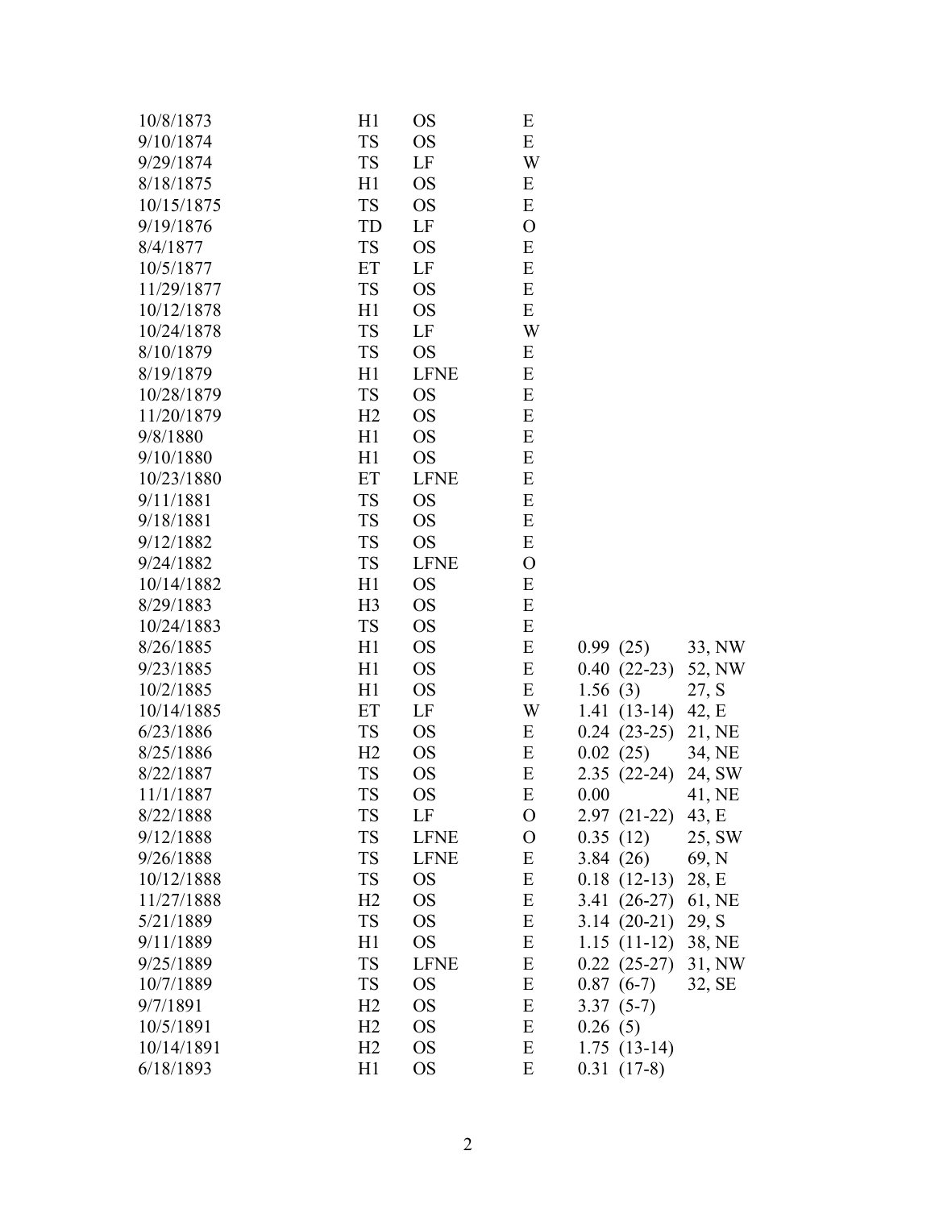| | | | | | | |
|---|---|---|---|---|---|---|
| 10/8/1873 | H1 | OS | E | | | |
| 9/10/1874 | TS | OS | E | | | |
| 9/29/1874 | TS | LF | W | | | |
| 8/18/1875 | H1 | OS | E | | | |
| 10/15/1875 | TS | OS | E | | | |
| 9/19/1876 | TD | LF | O | | | |
| 8/4/1877 | TS | OS | E | | | |
| 10/5/1877 | ET | LF | E | | | |
| 11/29/1877 | TS | OS | E | | | |
| 10/12/1878 | H1 | OS | E | | | |
| 10/24/1878 | TS | LF | W | | | |
| 8/10/1879 | TS | OS | E | | | |
| 8/19/1879 | H1 | LFNE | E | | | |
| 10/28/1879 | TS | OS | E | | | |
| 11/20/1879 | H2 | OS | E | | | |
| 9/8/1880 | H1 | OS | E | | | |
| 9/10/1880 | H1 | OS | E | | | |
| 10/23/1880 | ET | LFNE | E | | | |
| 9/11/1881 | TS | OS | E | | | |
| 9/18/1881 | TS | OS | E | | | |
| 9/12/1882 | TS | OS | E | | | |
| 9/24/1882 | TS | LFNE | O | | | |
| 10/14/1882 | H1 | OS | E | | | |
| 8/29/1883 | H3 | OS | E | | | |
| 10/24/1883 | TS | OS | E | | | |
| 8/26/1885 | H1 | OS | E | 0.99 | (25) | 33, NW |
| 9/23/1885 | H1 | OS | E | 0.40 | (22-23) | 52, NW |
| 10/2/1885 | H1 | OS | E | 1.56 | (3) | 27, S |
| 10/14/1885 | ET | LF | W | 1.41 | (13-14) | 42, E |
| 6/23/1886 | TS | OS | E | 0.24 | (23-25) | 21, NE |
| 8/25/1886 | H2 | OS | E | 0.02 | (25) | 34, NE |
| 8/22/1887 | TS | OS | E | 2.35 | (22-24) | 24, SW |
| 11/1/1887 | TS | OS | E | 0.00 | | 41, NE |
| 8/22/1888 | TS | LF | O | 2.97 | (21-22) | 43, E |
| 9/12/1888 | TS | LFNE | O | 0.35 | (12) | 25, SW |
| 9/26/1888 | TS | LFNE | E | 3.84 | (26) | 69, N |
| 10/12/1888 | TS | OS | E | 0.18 | (12-13) | 28, E |
| 11/27/1888 | H2 | OS | E | 3.41 | (26-27) | 61, NE |
| 5/21/1889 | TS | OS | E | 3.14 | (20-21) | 29, S |
| 9/11/1889 | H1 | OS | E | 1.15 | (11-12) | 38, NE |
| 9/25/1889 | TS | LFNE | E | 0.22 | (25-27) | 31, NW |
| 10/7/1889 | TS | OS | E | 0.87 | (6-7) | 32, SE |
| 9/7/1891 | H2 | OS | E | 3.37 | (5-7) | |
| 10/5/1891 | H2 | OS | E | 0.26 | (5) | |
| 10/14/1891 | H2 | OS | E | 1.75 | (13-14) | |
| 6/18/1893 | H1 | OS | E | 0.31 | (17-8) | |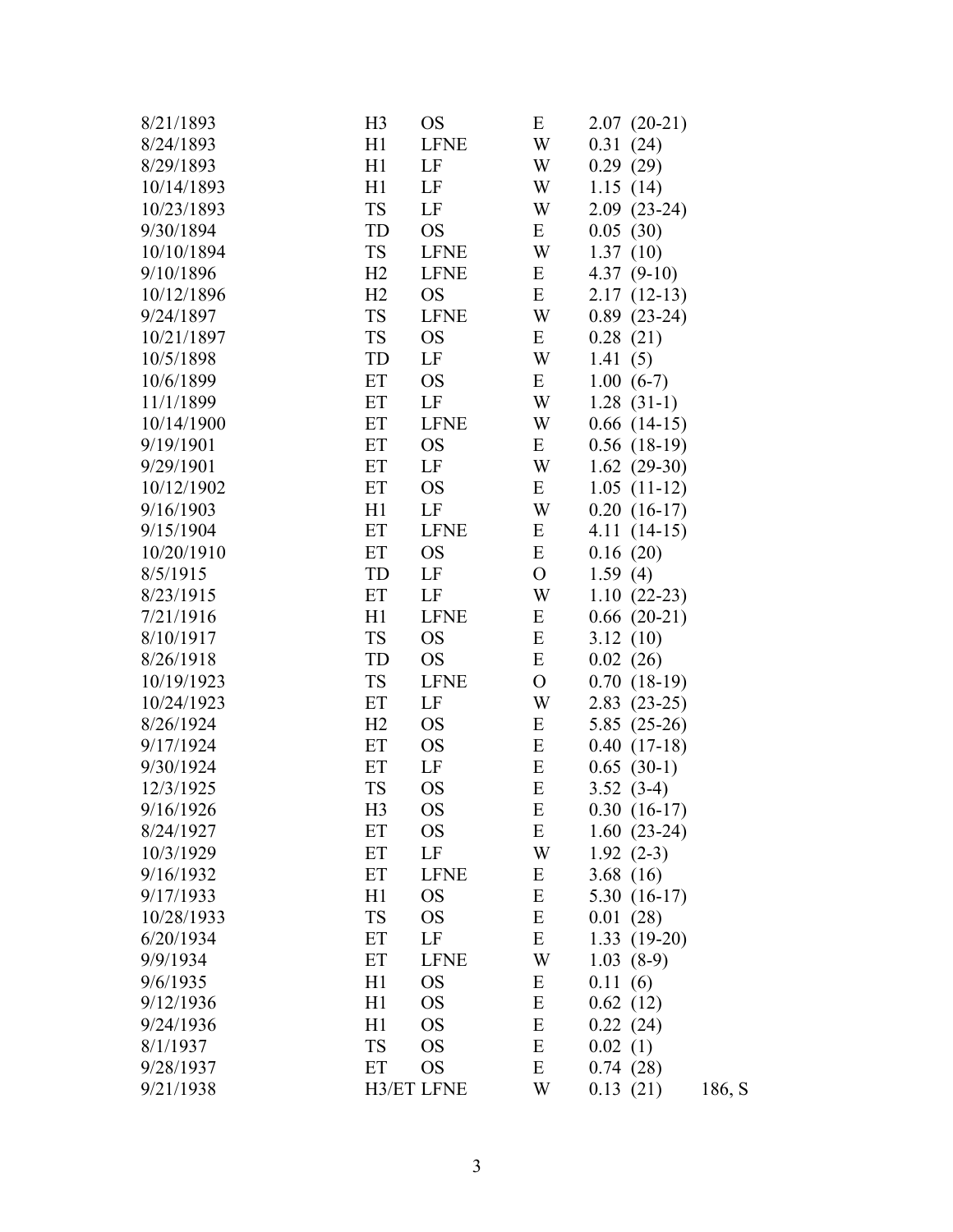| | | | | | |
|---|---|---|---|---|---|
| 8/21/1893 | H3 | OS | E | 2.07 (20-21) | |
| 8/24/1893 | H1 | LFNE | W | 0.31 (24) | |
| 8/29/1893 | H1 | LF | W | 0.29 (29) | |
| 10/14/1893 | H1 | LF | W | 1.15 (14) | |
| 10/23/1893 | TS | LF | W | 2.09 (23-24) | |
| 9/30/1894 | TD | OS | E | 0.05 (30) | |
| 10/10/1894 | TS | LFNE | W | 1.37 (10) | |
| 9/10/1896 | H2 | LFNE | E | 4.37 (9-10) | |
| 10/12/1896 | H2 | OS | E | 2.17 (12-13) | |
| 9/24/1897 | TS | LFNE | W | 0.89 (23-24) | |
| 10/21/1897 | TS | OS | E | 0.28 (21) | |
| 10/5/1898 | TD | LF | W | 1.41 (5) | |
| 10/6/1899 | ET | OS | E | 1.00 (6-7) | |
| 11/1/1899 | ET | LF | W | 1.28 (31-1) | |
| 10/14/1900 | ET | LFNE | W | 0.66 (14-15) | |
| 9/19/1901 | ET | OS | E | 0.56 (18-19) | |
| 9/29/1901 | ET | LF | W | 1.62 (29-30) | |
| 10/12/1902 | ET | OS | E | 1.05 (11-12) | |
| 9/16/1903 | H1 | LF | W | 0.20 (16-17) | |
| 9/15/1904 | ET | LFNE | E | 4.11 (14-15) | |
| 10/20/1910 | ET | OS | E | 0.16 (20) | |
| 8/5/1915 | TD | LF | O | 1.59 (4) | |
| 8/23/1915 | ET | LF | W | 1.10 (22-23) | |
| 7/21/1916 | H1 | LFNE | E | 0.66 (20-21) | |
| 8/10/1917 | TS | OS | E | 3.12 (10) | |
| 8/26/1918 | TD | OS | E | 0.02 (26) | |
| 10/19/1923 | TS | LFNE | O | 0.70 (18-19) | |
| 10/24/1923 | ET | LF | W | 2.83 (23-25) | |
| 8/26/1924 | H2 | OS | E | 5.85 (25-26) | |
| 9/17/1924 | ET | OS | E | 0.40 (17-18) | |
| 9/30/1924 | ET | LF | E | 0.65 (30-1) | |
| 12/3/1925 | TS | OS | E | 3.52 (3-4) | |
| 9/16/1926 | H3 | OS | E | 0.30 (16-17) | |
| 8/24/1927 | ET | OS | E | 1.60 (23-24) | |
| 10/3/1929 | ET | LF | W | 1.92 (2-3) | |
| 9/16/1932 | ET | LFNE | E | 3.68 (16) | |
| 9/17/1933 | H1 | OS | E | 5.30 (16-17) | |
| 10/28/1933 | TS | OS | E | 0.01 (28) | |
| 6/20/1934 | ET | LF | E | 1.33 (19-20) | |
| 9/9/1934 | ET | LFNE | W | 1.03 (8-9) | |
| 9/6/1935 | H1 | OS | E | 0.11 (6) | |
| 9/12/1936 | H1 | OS | E | 0.62 (12) | |
| 9/24/1936 | H1 | OS | E | 0.22 (24) | |
| 8/1/1937 | TS | OS | E | 0.02 (1) | |
| 9/28/1937 | ET | OS | E | 0.74 (28) | |
| 9/21/1938 | H3/ET | LFNE | W | 0.13 (21) | 186, S |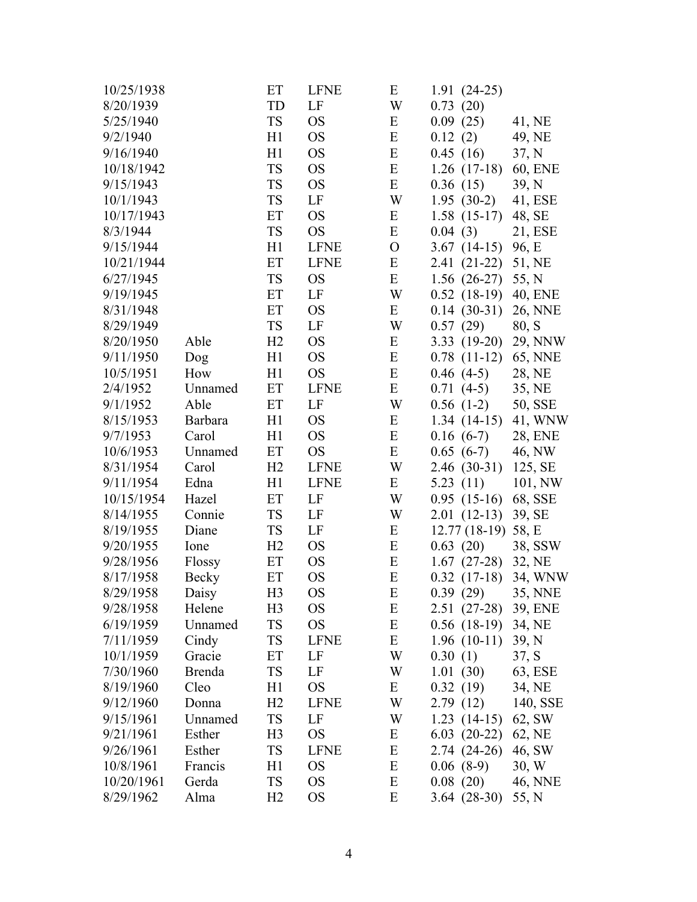| | | | | | | |
|---|---|---|---|---|---|---|
| 10/25/1938 | | ET | LFNE | E | 1.91 (24-25) | |
| 8/20/1939 | | TD | LF | W | 0.73 (20) | |
| 5/25/1940 | | TS | OS | E | 0.09 (25) | 41, NE |
| 9/2/1940 | | H1 | OS | E | 0.12 (2) | 49, NE |
| 9/16/1940 | | H1 | OS | E | 0.45 (16) | 37, N |
| 10/18/1942 | | TS | OS | E | 1.26 (17-18) | 60, ENE |
| 9/15/1943 | | TS | OS | E | 0.36 (15) | 39, N |
| 10/1/1943 | | TS | LF | W | 1.95 (30-2) | 41, ESE |
| 10/17/1943 | | ET | OS | E | 1.58 (15-17) | 48, SE |
| 8/3/1944 | | TS | OS | E | 0.04 (3) | 21, ESE |
| 9/15/1944 | | H1 | LFNE | O | 3.67 (14-15) | 96, E |
| 10/21/1944 | | ET | LFNE | E | 2.41 (21-22) | 51, NE |
| 6/27/1945 | | TS | OS | E | 1.56 (26-27) | 55, N |
| 9/19/1945 | | ET | LF | W | 0.52 (18-19) | 40, ENE |
| 8/31/1948 | | ET | OS | E | 0.14 (30-31) | 26, NNE |
| 8/29/1949 | | TS | LF | W | 0.57 (29) | 80, S |
| 8/20/1950 | Able | H2 | OS | E | 3.33 (19-20) | 29, NNW |
| 9/11/1950 | Dog | H1 | OS | E | 0.78 (11-12) | 65, NNE |
| 10/5/1951 | How | H1 | OS | E | 0.46 (4-5) | 28, NE |
| 2/4/1952 | Unnamed | ET | LFNE | E | 0.71 (4-5) | 35, NE |
| 9/1/1952 | Able | ET | LF | W | 0.56 (1-2) | 50, SSE |
| 8/15/1953 | Barbara | H1 | OS | E | 1.34 (14-15) | 41, WNW |
| 9/7/1953 | Carol | H1 | OS | E | 0.16 (6-7) | 28, ENE |
| 10/6/1953 | Unnamed | ET | OS | E | 0.65 (6-7) | 46, NW |
| 8/31/1954 | Carol | H2 | LFNE | W | 2.46 (30-31) | 125, SE |
| 9/11/1954 | Edna | H1 | LFNE | E | 5.23 (11) | 101, NW |
| 10/15/1954 | Hazel | ET | LF | W | 0.95 (15-16) | 68, SSE |
| 8/14/1955 | Connie | TS | LF | W | 2.01 (12-13) | 39, SE |
| 8/19/1955 | Diane | TS | LF | E | 12.77 (18-19) | 58, E |
| 9/20/1955 | Ione | H2 | OS | E | 0.63 (20) | 38, SSW |
| 9/28/1956 | Flossy | ET | OS | E | 1.67 (27-28) | 32, NE |
| 8/17/1958 | Becky | ET | OS | E | 0.32 (17-18) | 34, WNW |
| 8/29/1958 | Daisy | H3 | OS | E | 0.39 (29) | 35, NNE |
| 9/28/1958 | Helene | H3 | OS | E | 2.51 (27-28) | 39, ENE |
| 6/19/1959 | Unnamed | TS | OS | E | 0.56 (18-19) | 34, NE |
| 7/11/1959 | Cindy | TS | LFNE | E | 1.96 (10-11) | 39, N |
| 10/1/1959 | Gracie | ET | LF | W | 0.30 (1) | 37, S |
| 7/30/1960 | Brenda | TS | LF | W | 1.01 (30) | 63, ESE |
| 8/19/1960 | Cleo | H1 | OS | E | 0.32 (19) | 34, NE |
| 9/12/1960 | Donna | H2 | LFNE | W | 2.79 (12) | 140, SSE |
| 9/15/1961 | Unnamed | TS | LF | W | 1.23 (14-15) | 62, SW |
| 9/21/1961 | Esther | H3 | OS | E | 6.03 (20-22) | 62, NE |
| 9/26/1961 | Esther | TS | LFNE | E | 2.74 (24-26) | 46, SW |
| 10/8/1961 | Francis | H1 | OS | E | 0.06 (8-9) | 30, W |
| 10/20/1961 | Gerda | TS | OS | E | 0.08 (20) | 46, NNE |
| 8/29/1962 | Alma | H2 | OS | E | 3.64 (28-30) | 55, N |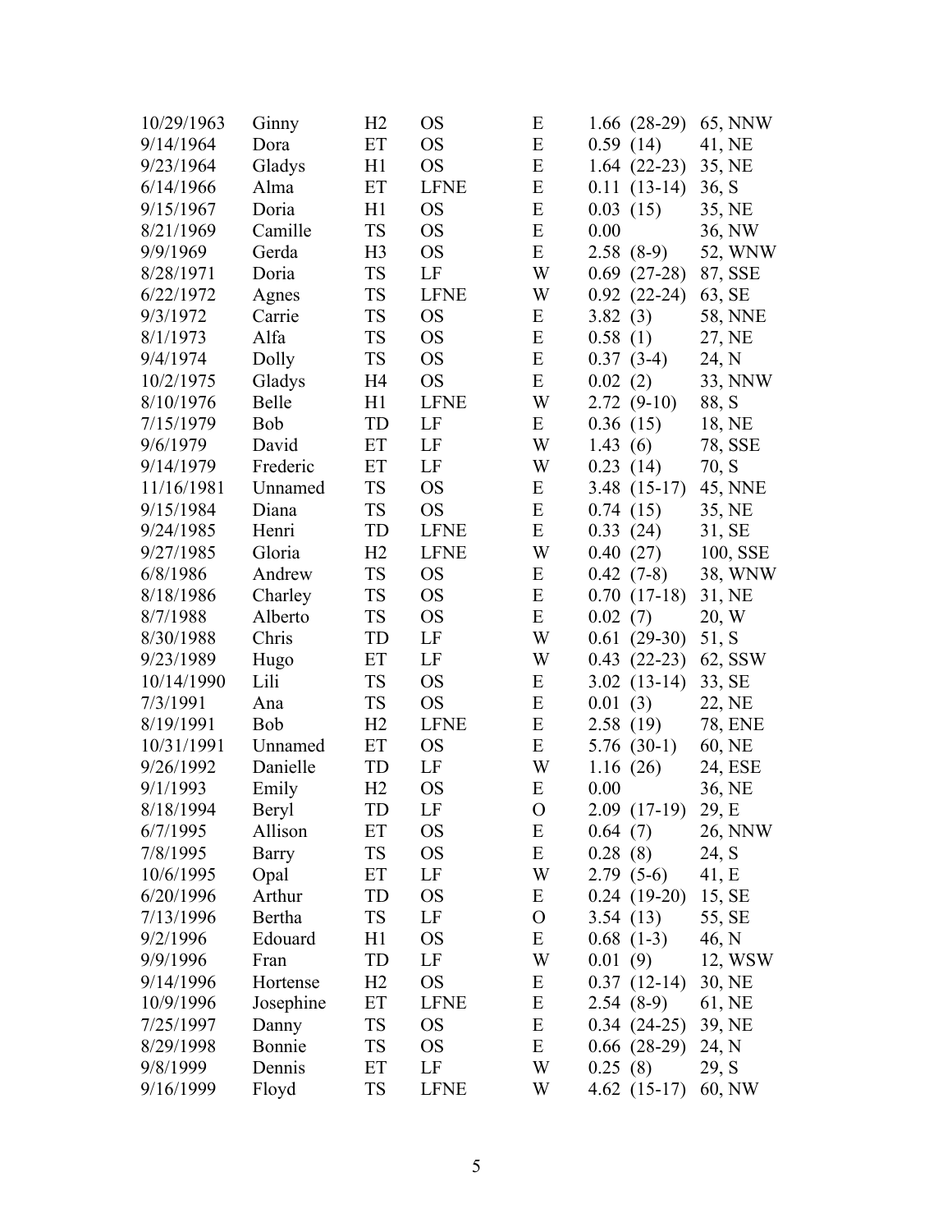| | | | | | | |
|---|---|---|---|---|---|---|
| 10/29/1963 | Ginny | H2 | OS | E | 1.66 (28-29) | 65, NNW |
| 9/14/1964 | Dora | ET | OS | E | 0.59 (14) | 41, NE |
| 9/23/1964 | Gladys | H1 | OS | E | 1.64 (22-23) | 35, NE |
| 6/14/1966 | Alma | ET | LFNE | E | 0.11 (13-14) | 36, S |
| 9/15/1967 | Doria | H1 | OS | E | 0.03 (15) | 35, NE |
| 8/21/1969 | Camille | TS | OS | E | 0.00 | 36, NW |
| 9/9/1969 | Gerda | H3 | OS | E | 2.58 (8-9) | 52, WNW |
| 8/28/1971 | Doria | TS | LF | W | 0.69 (27-28) | 87, SSE |
| 6/22/1972 | Agnes | TS | LFNE | W | 0.92 (22-24) | 63, SE |
| 9/3/1972 | Carrie | TS | OS | E | 3.82 (3) | 58, NNE |
| 8/1/1973 | Alfa | TS | OS | E | 0.58 (1) | 27, NE |
| 9/4/1974 | Dolly | TS | OS | E | 0.37 (3-4) | 24, N |
| 10/2/1975 | Gladys | H4 | OS | E | 0.02 (2) | 33, NNW |
| 8/10/1976 | Belle | H1 | LFNE | W | 2.72 (9-10) | 88, S |
| 7/15/1979 | Bob | TD | LF | E | 0.36 (15) | 18, NE |
| 9/6/1979 | David | ET | LF | W | 1.43 (6) | 78, SSE |
| 9/14/1979 | Frederic | ET | LF | W | 0.23 (14) | 70, S |
| 11/16/1981 | Unnamed | TS | OS | E | 3.48 (15-17) | 45, NNE |
| 9/15/1984 | Diana | TS | OS | E | 0.74 (15) | 35, NE |
| 9/24/1985 | Henri | TD | LFNE | E | 0.33 (24) | 31, SE |
| 9/27/1985 | Gloria | H2 | LFNE | W | 0.40 (27) | 100, SSE |
| 6/8/1986 | Andrew | TS | OS | E | 0.42 (7-8) | 38, WNW |
| 8/18/1986 | Charley | TS | OS | E | 0.70 (17-18) | 31, NE |
| 8/7/1988 | Alberto | TS | OS | E | 0.02 (7) | 20, W |
| 8/30/1988 | Chris | TD | LF | W | 0.61 (29-30) | 51, S |
| 9/23/1989 | Hugo | ET | LF | W | 0.43 (22-23) | 62, SSW |
| 10/14/1990 | Lili | TS | OS | E | 3.02 (13-14) | 33, SE |
| 7/3/1991 | Ana | TS | OS | E | 0.01 (3) | 22, NE |
| 8/19/1991 | Bob | H2 | LFNE | E | 2.58 (19) | 78, ENE |
| 10/31/1991 | Unnamed | ET | OS | E | 5.76 (30-1) | 60, NE |
| 9/26/1992 | Danielle | TD | LF | W | 1.16 (26) | 24, ESE |
| 9/1/1993 | Emily | H2 | OS | E | 0.00 | 36, NE |
| 8/18/1994 | Beryl | TD | LF | O | 2.09 (17-19) | 29, E |
| 6/7/1995 | Allison | ET | OS | E | 0.64 (7) | 26, NNW |
| 7/8/1995 | Barry | TS | OS | E | 0.28 (8) | 24, S |
| 10/6/1995 | Opal | ET | LF | W | 2.79 (5-6) | 41, E |
| 6/20/1996 | Arthur | TD | OS | E | 0.24 (19-20) | 15, SE |
| 7/13/1996 | Bertha | TS | LF | O | 3.54 (13) | 55, SE |
| 9/2/1996 | Edouard | H1 | OS | E | 0.68 (1-3) | 46, N |
| 9/9/1996 | Fran | TD | LF | W | 0.01 (9) | 12, WSW |
| 9/14/1996 | Hortense | H2 | OS | E | 0.37 (12-14) | 30, NE |
| 10/9/1996 | Josephine | ET | LFNE | E | 2.54 (8-9) | 61, NE |
| 7/25/1997 | Danny | TS | OS | E | 0.34 (24-25) | 39, NE |
| 8/29/1998 | Bonnie | TS | OS | E | 0.66 (28-29) | 24, N |
| 9/8/1999 | Dennis | ET | LF | W | 0.25 (8) | 29, S |
| 9/16/1999 | Floyd | TS | LFNE | W | 4.62 (15-17) | 60, NW |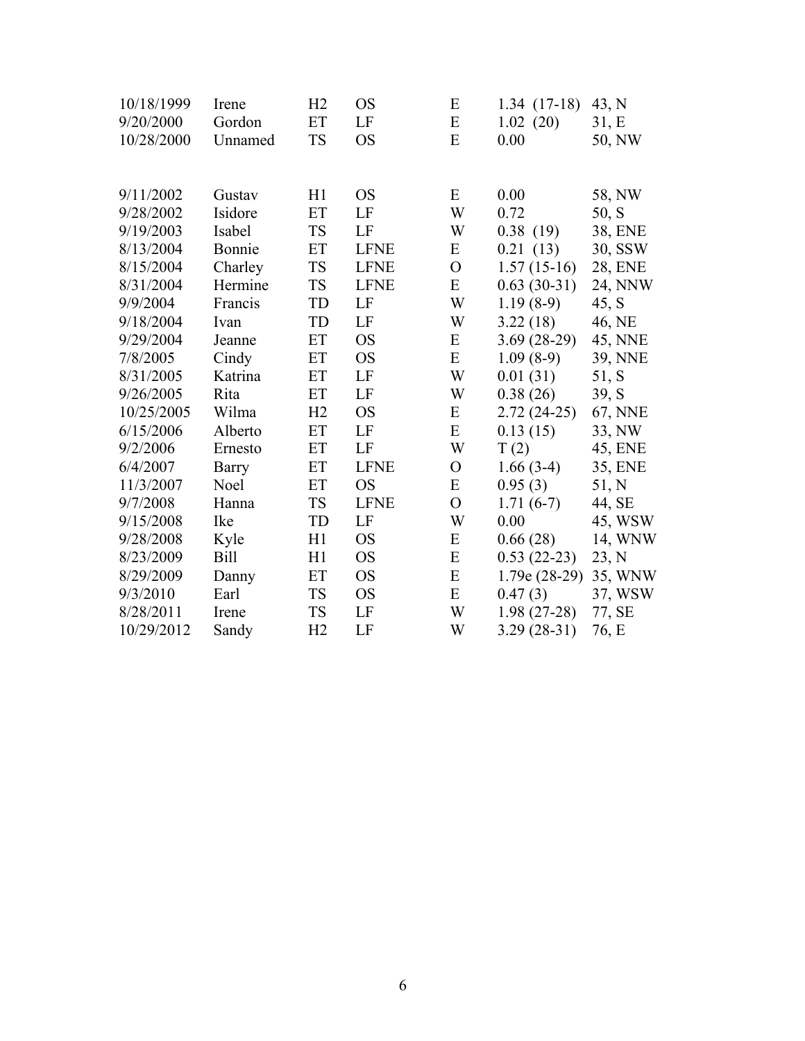| | | | | | | |
|---|---|---|---|---|---|---|
| 10/18/1999 | Irene | H2 | OS | E | 1.34 (17-18) | 43, N |
| 9/20/2000 | Gordon | ET | LF | E | 1.02 (20) | 31, E |
| 10/28/2000 | Unnamed | TS | OS | E | 0.00 | 50, NW |
| | | | | | | |
| 9/11/2002 | Gustav | H1 | OS | E | 0.00 | 58, NW |
| 9/28/2002 | Isidore | ET | LF | W | 0.72 | 50, S |
| 9/19/2003 | Isabel | TS | LF | W | 0.38 (19) | 38, ENE |
| 8/13/2004 | Bonnie | ET | LFNE | E | 0.21 (13) | 30, SSW |
| 8/15/2004 | Charley | TS | LFNE | O | 1.57 (15-16) | 28, ENE |
| 8/31/2004 | Hermine | TS | LFNE | E | 0.63 (30-31) | 24, NNW |
| 9/9/2004 | Francis | TD | LF | W | 1.19 (8-9) | 45, S |
| 9/18/2004 | Ivan | TD | LF | W | 3.22 (18) | 46, NE |
| 9/29/2004 | Jeanne | ET | OS | E | 3.69 (28-29) | 45, NNE |
| 7/8/2005 | Cindy | ET | OS | E | 1.09 (8-9) | 39, NNE |
| 8/31/2005 | Katrina | ET | LF | W | 0.01 (31) | 51, S |
| 9/26/2005 | Rita | ET | LF | W | 0.38 (26) | 39, S |
| 10/25/2005 | Wilma | H2 | OS | E | 2.72 (24-25) | 67, NNE |
| 6/15/2006 | Alberto | ET | LF | E | 0.13 (15) | 33, NW |
| 9/2/2006 | Ernesto | ET | LF | W | T (2) | 45, ENE |
| 6/4/2007 | Barry | ET | LFNE | O | 1.66 (3-4) | 35, ENE |
| 11/3/2007 | Noel | ET | OS | E | 0.95 (3) | 51, N |
| 9/7/2008 | Hanna | TS | LFNE | O | 1.71 (6-7) | 44, SE |
| 9/15/2008 | Ike | TD | LF | W | 0.00 | 45, WSW |
| 9/28/2008 | Kyle | H1 | OS | E | 0.66 (28) | 14, WNW |
| 8/23/2009 | Bill | H1 | OS | E | 0.53 (22-23) | 23, N |
| 8/29/2009 | Danny | ET | OS | E | 1.79e (28-29) | 35, WNW |
| 9/3/2010 | Earl | TS | OS | E | 0.47 (3) | 37, WSW |
| 8/28/2011 | Irene | TS | LF | W | 1.98 (27-28) | 77, SE |
| 10/29/2012 | Sandy | H2 | LF | W | 3.29 (28-31) | 76, E |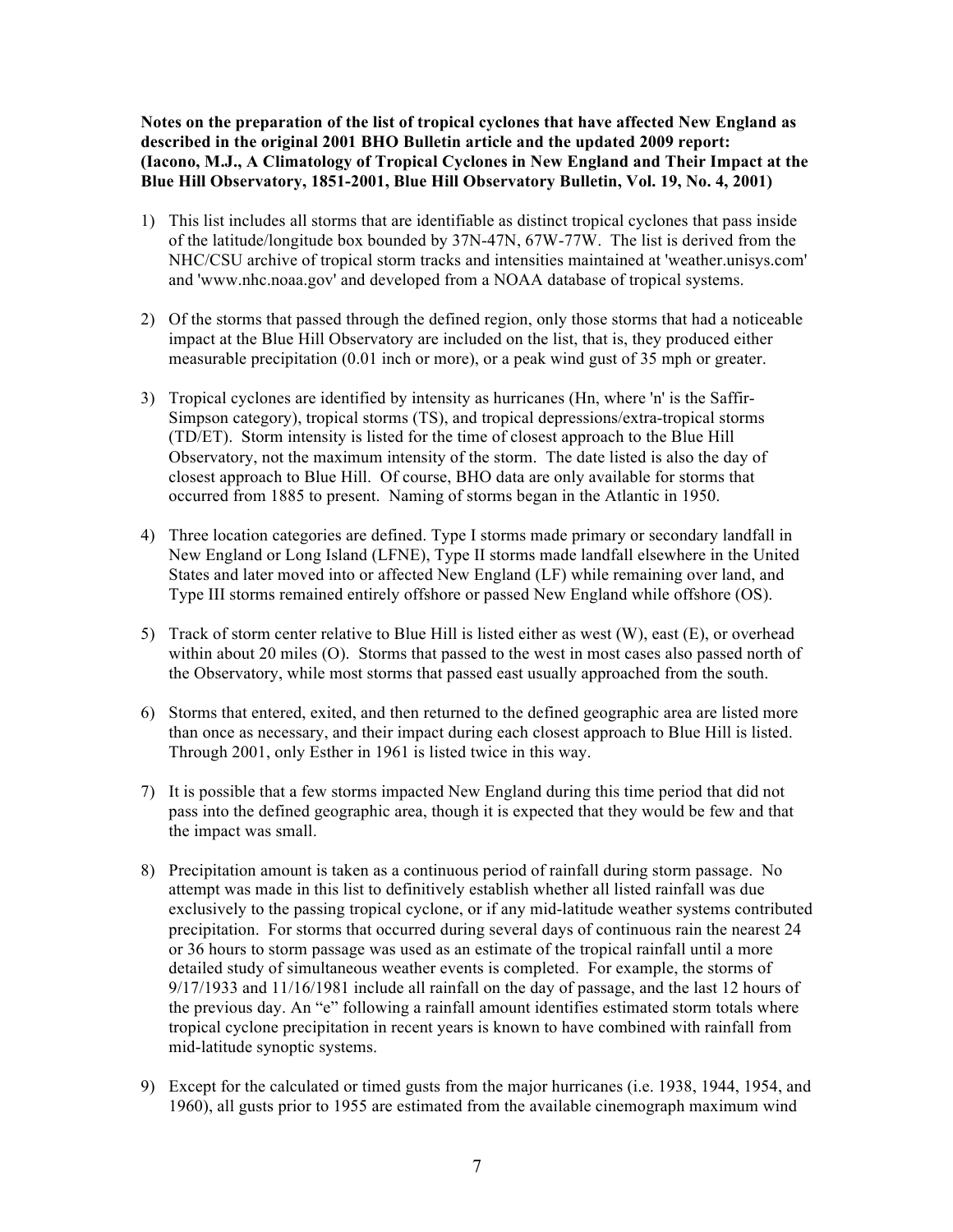**Notes on the preparation of the list of tropical cyclones that have affected New England as described in the original 2001 BHO Bulletin article and the updated 2009 report: (Iacono, M.J., A Climatology of Tropical Cyclones in New England and Their Impact at the Blue Hill Observatory, 1851-2001, Blue Hill Observatory Bulletin, Vol. 19, No. 4, 2001)**

1) This list includes all storms that are identifiable as distinct tropical cyclones that pass inside of the latitude/longitude box bounded by 37N-47N, 67W-77W. The list is derived from the NHC/CSU archive of tropical storm tracks and intensities maintained at 'weather.unisys.com' and 'www.nhc.noaa.gov' and developed from a NOAA database of tropical systems.

2) Of the storms that passed through the defined region, only those storms that had a noticeable impact at the Blue Hill Observatory are included on the list, that is, they produced either measurable precipitation (0.01 inch or more), or a peak wind gust of 35 mph or greater.

3) Tropical cyclones are identified by intensity as hurricanes (Hn, where 'n' is the Saffir-Simpson category), tropical storms (TS), and tropical depressions/extra-tropical storms (TD/ET). Storm intensity is listed for the time of closest approach to the Blue Hill Observatory, not the maximum intensity of the storm. The date listed is also the day of closest approach to Blue Hill. Of course, BHO data are only available for storms that occurred from 1885 to present. Naming of storms began in the Atlantic in 1950.

4) Three location categories are defined. Type I storms made primary or secondary landfall in New England or Long Island (LFNE), Type II storms made landfall elsewhere in the United States and later moved into or affected New England (LF) while remaining over land, and Type III storms remained entirely offshore or passed New England while offshore (OS).

5) Track of storm center relative to Blue Hill is listed either as west (W), east (E), or overhead within about 20 miles (O). Storms that passed to the west in most cases also passed north of the Observatory, while most storms that passed east usually approached from the south.

6) Storms that entered, exited, and then returned to the defined geographic area are listed more than once as necessary, and their impact during each closest approach to Blue Hill is listed. Through 2001, only Esther in 1961 is listed twice in this way.

7) It is possible that a few storms impacted New England during this time period that did not pass into the defined geographic area, though it is expected that they would be few and that the impact was small.

8) Precipitation amount is taken as a continuous period of rainfall during storm passage. No attempt was made in this list to definitively establish whether all listed rainfall was due exclusively to the passing tropical cyclone, or if any mid-latitude weather systems contributed precipitation. For storms that occurred during several days of continuous rain the nearest 24 or 36 hours to storm passage was used as an estimate of the tropical rainfall until a more detailed study of simultaneous weather events is completed. For example, the storms of 9/17/1933 and 11/16/1981 include all rainfall on the day of passage, and the last 12 hours of the previous day. An "e" following a rainfall amount identifies estimated storm totals where tropical cyclone precipitation in recent years is known to have combined with rainfall from mid-latitude synoptic systems.

9) Except for the calculated or timed gusts from the major hurricanes (i.e. 1938, 1944, 1954, and 1960), all gusts prior to 1955 are estimated from the available cinemograph maximum wind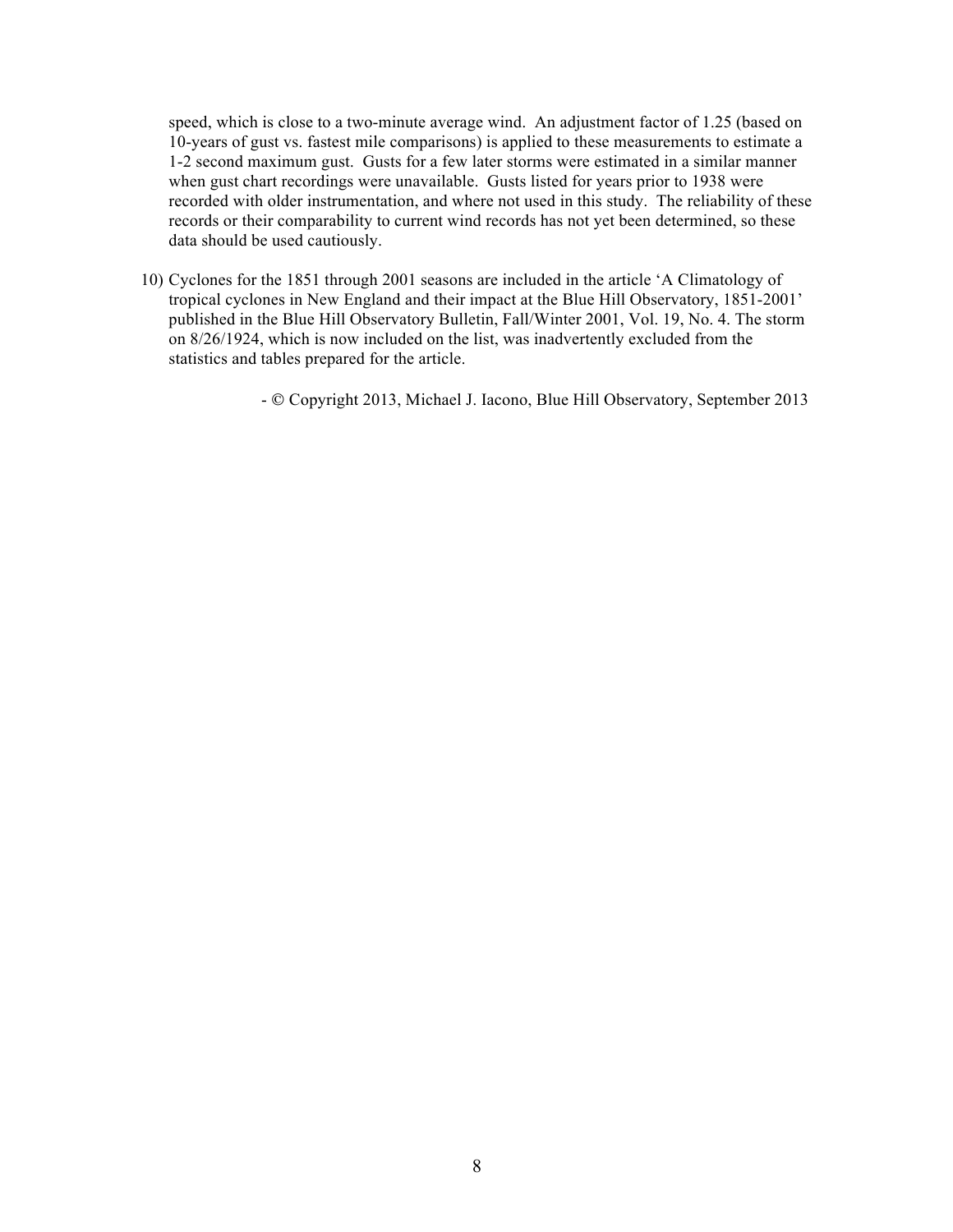speed, which is close to a two-minute average wind. An adjustment factor of 1.25 (based on 10-years of gust vs. fastest mile comparisons) is applied to these measurements to estimate a 1-2 second maximum gust. Gusts for a few later storms were estimated in a similar manner when gust chart recordings were unavailable. Gusts listed for years prior to 1938 were recorded with older instrumentation, and where not used in this study. The reliability of these records or their comparability to current wind records has not yet been determined, so these data should be used cautiously.

10) Cyclones for the 1851 through 2001 seasons are included in the article 'A Climatology of tropical cyclones in New England and their impact at the Blue Hill Observatory, 1851-2001' published in the Blue Hill Observatory Bulletin, Fall/Winter 2001, Vol. 19, No. 4. The storm on 8/26/1924, which is now included on the list, was inadvertently excluded from the statistics and tables prepared for the article.

- © Copyright 2013, Michael J. Iacono, Blue Hill Observatory, September 2013